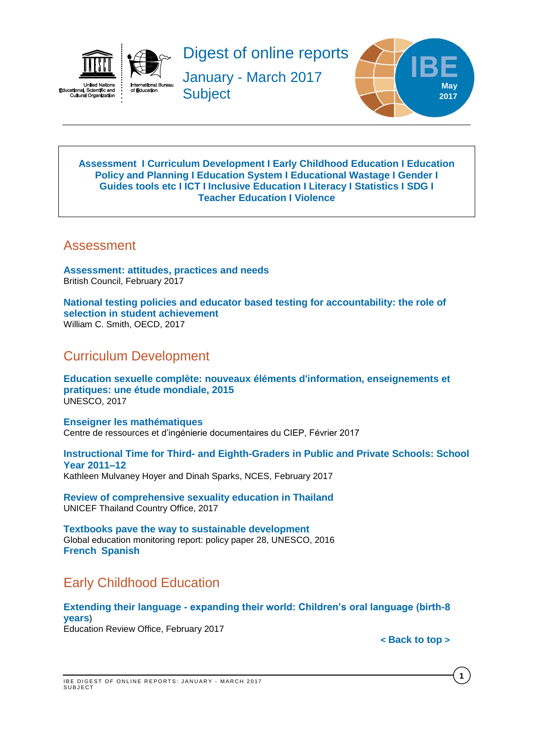# Digest of online reports

## January - March 2017

## Subject

IBE May 2017

**Assessment I Curriculum Development I Early Childhood Education I Education Policy and Planning I Education System I Educational Wastage I Gender I Guides tools etc I ICT I Inclusive Education I Literacy I Statistics I SDG I Teacher Education I Violence**

## Assessment

**Assessment: attitudes, practices and needs**
British Council, February 2017

**National testing policies and educator based testing for accountability: the role of selection in student achievement**
William C. Smith, OECD, 2017

## Curriculum Development

**Education sexuelle complète: nouveaux éléments d'information, enseignements et pratiques: une étude mondiale, 2015**
UNESCO, 2017

**Enseigner les mathématiques**
Centre de ressources et d'ingénierie documentaires du CIEP, Février 2017

**Instructional Time for Third- and Eighth-Graders in Public and Private Schools: School Year 2011–12**
Kathleen Mulvaney Hoyer and Dinah Sparks, NCES, February 2017

**Review of comprehensive sexuality education in Thailand**
UNICEF Thailand Country Office, 2017

**Textbooks pave the way to sustainable development**
Global education monitoring report: policy paper 28, UNESCO, 2016
**French Spanish**

## Early Childhood Education

**Extending their language - expanding their world: Children's oral language (birth-8 years**)
Education Review Office, February 2017

**< Back to top >**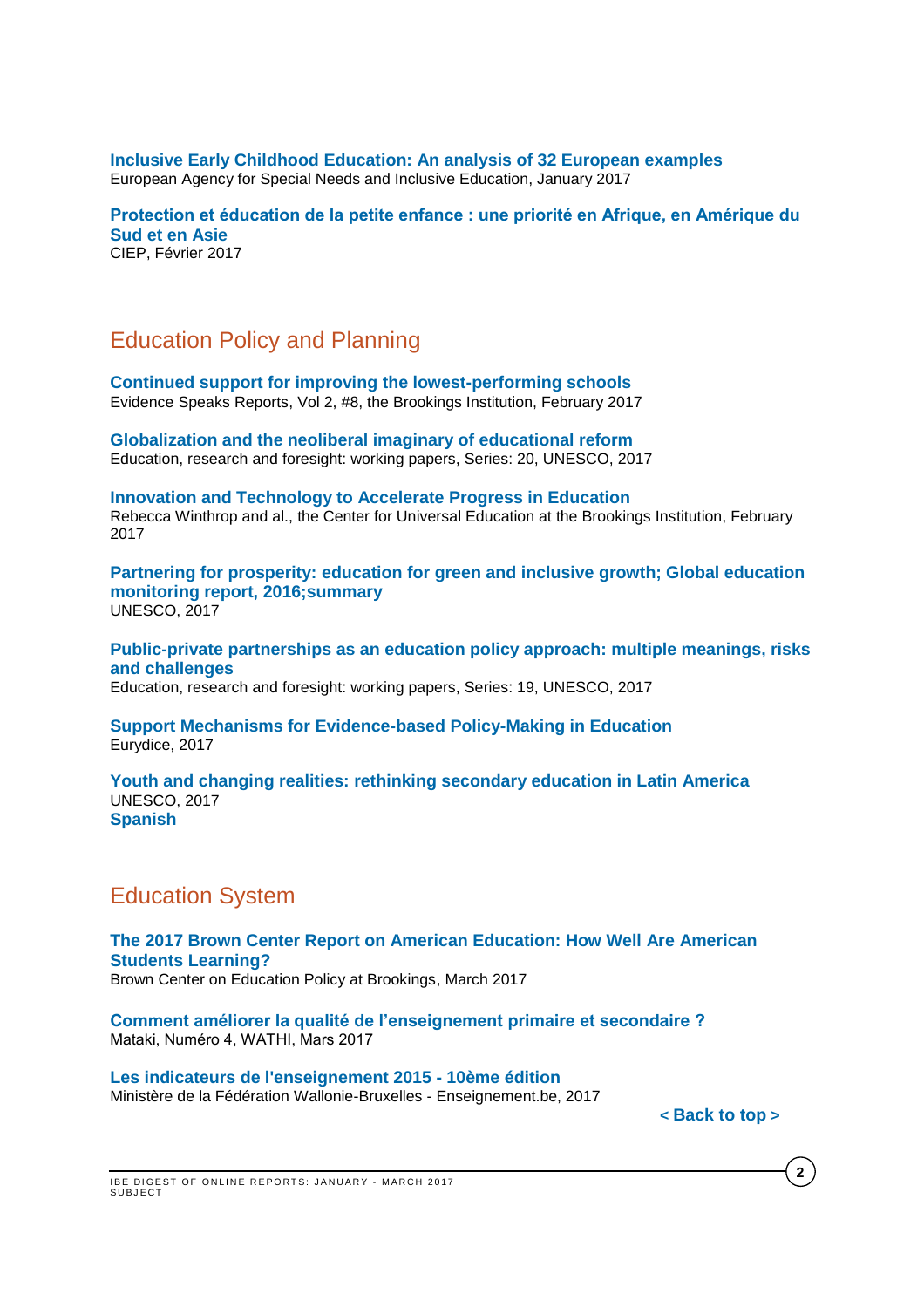**Inclusive Early Childhood Education: An analysis of 32 European examples**
European Agency for Special Needs and Inclusive Education, January 2017

**Protection et éducation de la petite enfance : une priorité en Afrique, en Amérique du Sud et en Asie**
CIEP, Février 2017

## Education Policy and Planning

**Continued support for improving the lowest-performing schools**
Evidence Speaks Reports, Vol 2, #8, the Brookings Institution, February 2017

**Globalization and the neoliberal imaginary of educational reform**
Education, research and foresight: working papers, Series: 20, UNESCO, 2017

**Innovation and Technology to Accelerate Progress in Education**
Rebecca Winthrop and al., the Center for Universal Education at the Brookings Institution, February 2017

**Partnering for prosperity: education for green and inclusive growth; Global education monitoring report, 2016;summary**
UNESCO, 2017

**Public-private partnerships as an education policy approach: multiple meanings, risks and challenges**
Education, research and foresight: working papers, Series: 19, UNESCO, 2017

**Support Mechanisms for Evidence-based Policy-Making in Education**
Eurydice, 2017

**Youth and changing realities: rethinking secondary education in Latin America**
UNESCO, 2017
**Spanish**

## Education System

**The 2017 Brown Center Report on American Education: How Well Are American Students Learning?**
Brown Center on Education Policy at Brookings, March 2017

**Comment améliorer la qualité de l'enseignement primaire et secondaire ?**
Mataki, Numéro 4, WATHI, Mars 2017

**Les indicateurs de l'enseignement 2015 - 10ème édition**
Ministère de la Fédération Wallonie-Bruxelles - Enseignement.be, 2017

**< Back to top >**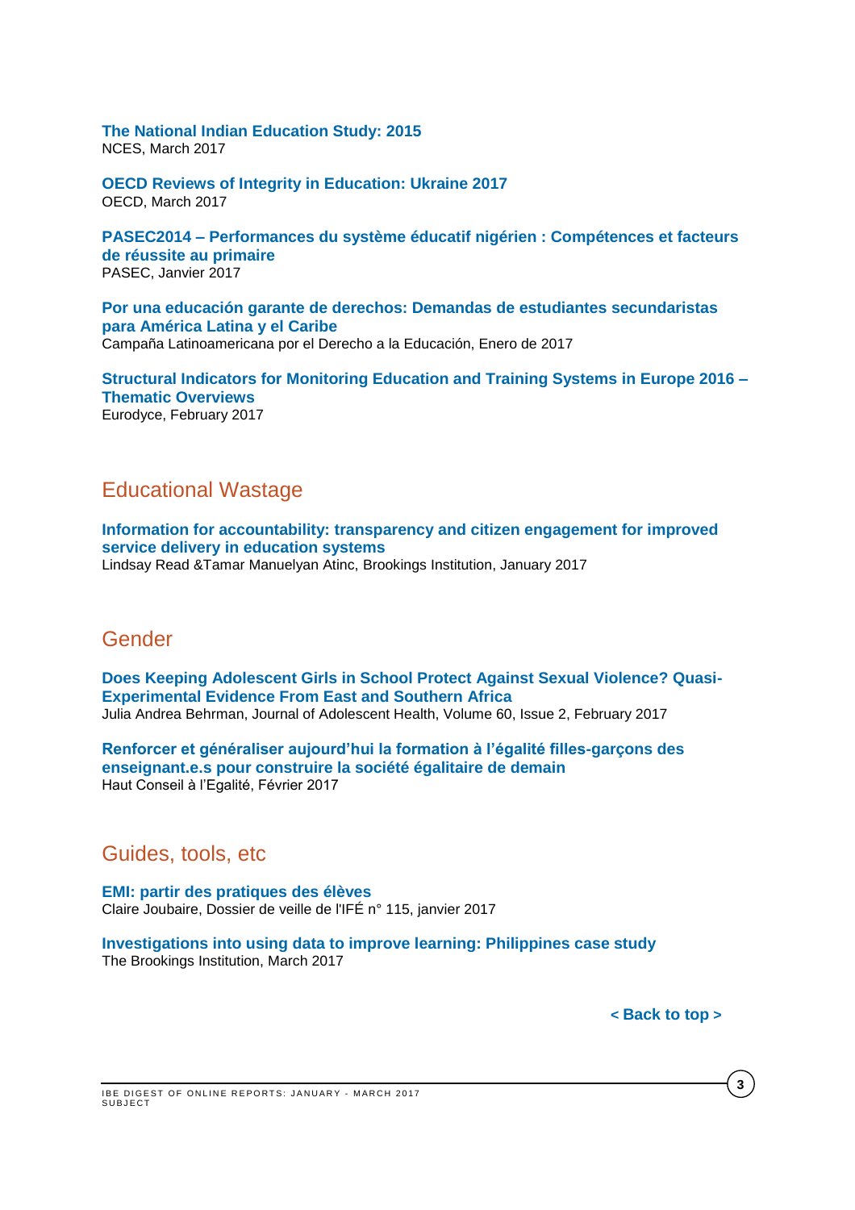**The National Indian Education Study: 2015**
NCES, March 2017

**OECD Reviews of Integrity in Education: Ukraine 2017**
OECD, March 2017

**PASEC2014 – Performances du système éducatif nigérien : Compétences et facteurs de réussite au primaire**
PASEC, Janvier 2017

**Por una educación garante de derechos: Demandas de estudiantes secundaristas para América Latina y el Caribe**
Campaña Latinoamericana por el Derecho a la Educación, Enero de 2017

**Structural Indicators for Monitoring Education and Training Systems in Europe 2016 – Thematic Overviews**
Eurodyce, February 2017

## Educational Wastage

**Information for accountability: transparency and citizen engagement for improved service delivery in education systems**
Lindsay Read &Tamar Manuelyan Atinc, Brookings Institution, January 2017

## Gender

**Does Keeping Adolescent Girls in School Protect Against Sexual Violence? Quasi-Experimental Evidence From East and Southern Africa**
Julia Andrea Behrman, Journal of Adolescent Health, Volume 60, Issue 2, February 2017

**Renforcer et généraliser aujourd'hui la formation à l'égalité filles-garçons des enseignant.e.s pour construire la société égalitaire de demain**
Haut Conseil à l'Egalité, Février 2017

## Guides, tools, etc

**EMI: partir des pratiques des élèves**
Claire Joubaire, Dossier de veille de l'IFÉ n° 115, janvier 2017

**Investigations into using data to improve learning: Philippines case study**
The Brookings Institution, March 2017

**< Back to top >**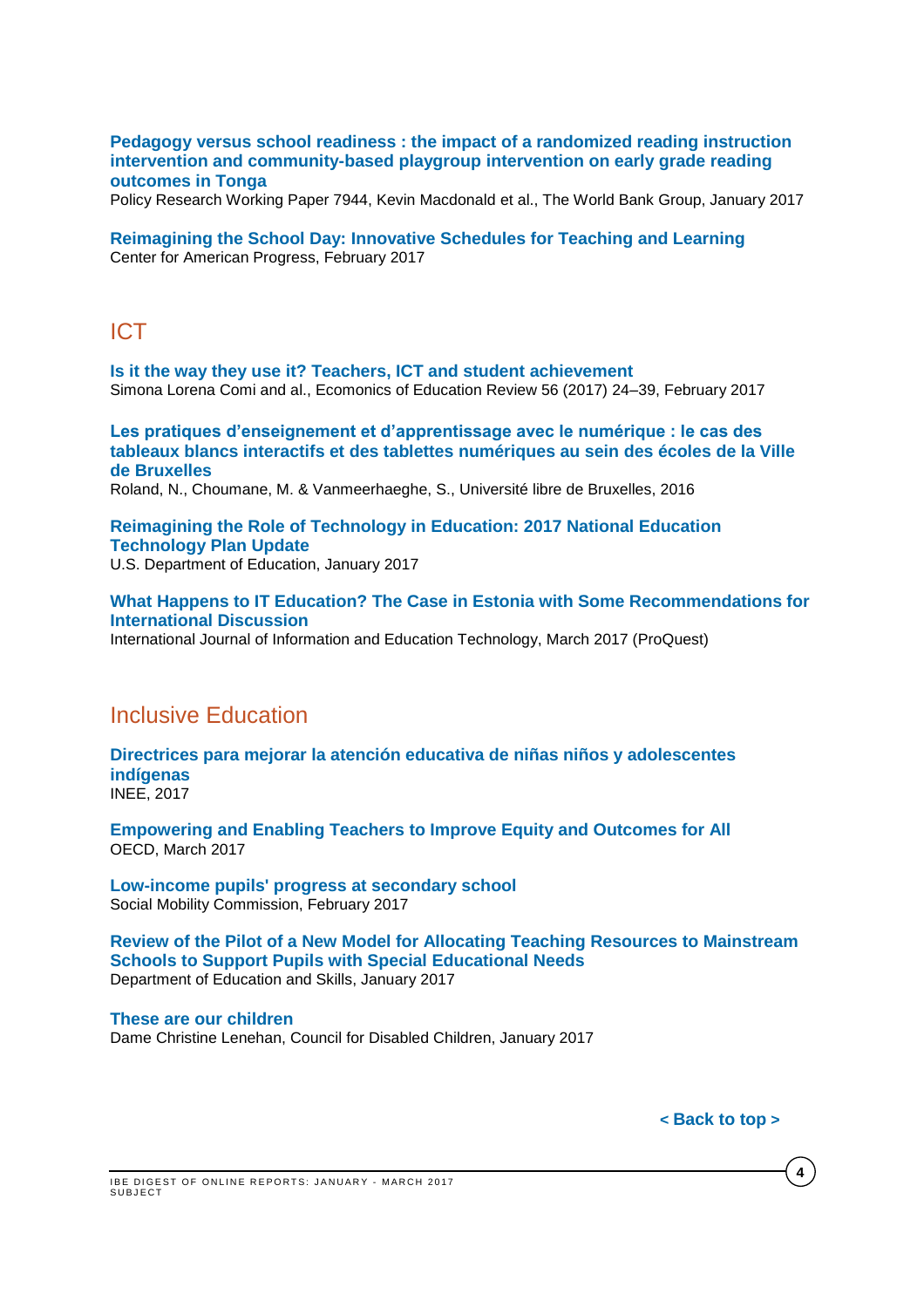**Pedagogy versus school readiness : the impact of a randomized reading instruction intervention and community-based playgroup intervention on early grade reading outcomes in Tonga**
Policy Research Working Paper 7944, Kevin Macdonald et al., The World Bank Group, January 2017

**Reimagining the School Day: Innovative Schedules for Teaching and Learning**
Center for American Progress, February 2017

## ICT

**Is it the way they use it? Teachers, ICT and student achievement**
Simona Lorena Comi and al., Ecomonics of Education Review 56 (2017) 24–39, February 2017

**Les pratiques d'enseignement et d'apprentissage avec le numérique : le cas des tableaux blancs interactifs et des tablettes numériques au sein des écoles de la Ville de Bruxelles**
Roland, N., Choumane, M. & Vanmeerhaeghe, S., Université libre de Bruxelles, 2016

**Reimagining the Role of Technology in Education: 2017 National Education Technology Plan Update**
U.S. Department of Education, January 2017

**What Happens to IT Education? The Case in Estonia with Some Recommendations for International Discussion**
International Journal of Information and Education Technology, March 2017 (ProQuest)

## Inclusive Education

**Directrices para mejorar la atención educativa de niñas niños y adolescentes indígenas**
INEE, 2017

**Empowering and Enabling Teachers to Improve Equity and Outcomes for All**
OECD, March 2017

**Low-income pupils' progress at secondary school**
Social Mobility Commission, February 2017

**Review of the Pilot of a New Model for Allocating Teaching Resources to Mainstream Schools to Support Pupils with Special Educational Needs**
Department of Education and Skills, January 2017

**These are our children**
Dame Christine Lenehan, Council for Disabled Children, January 2017

**< Back to top >**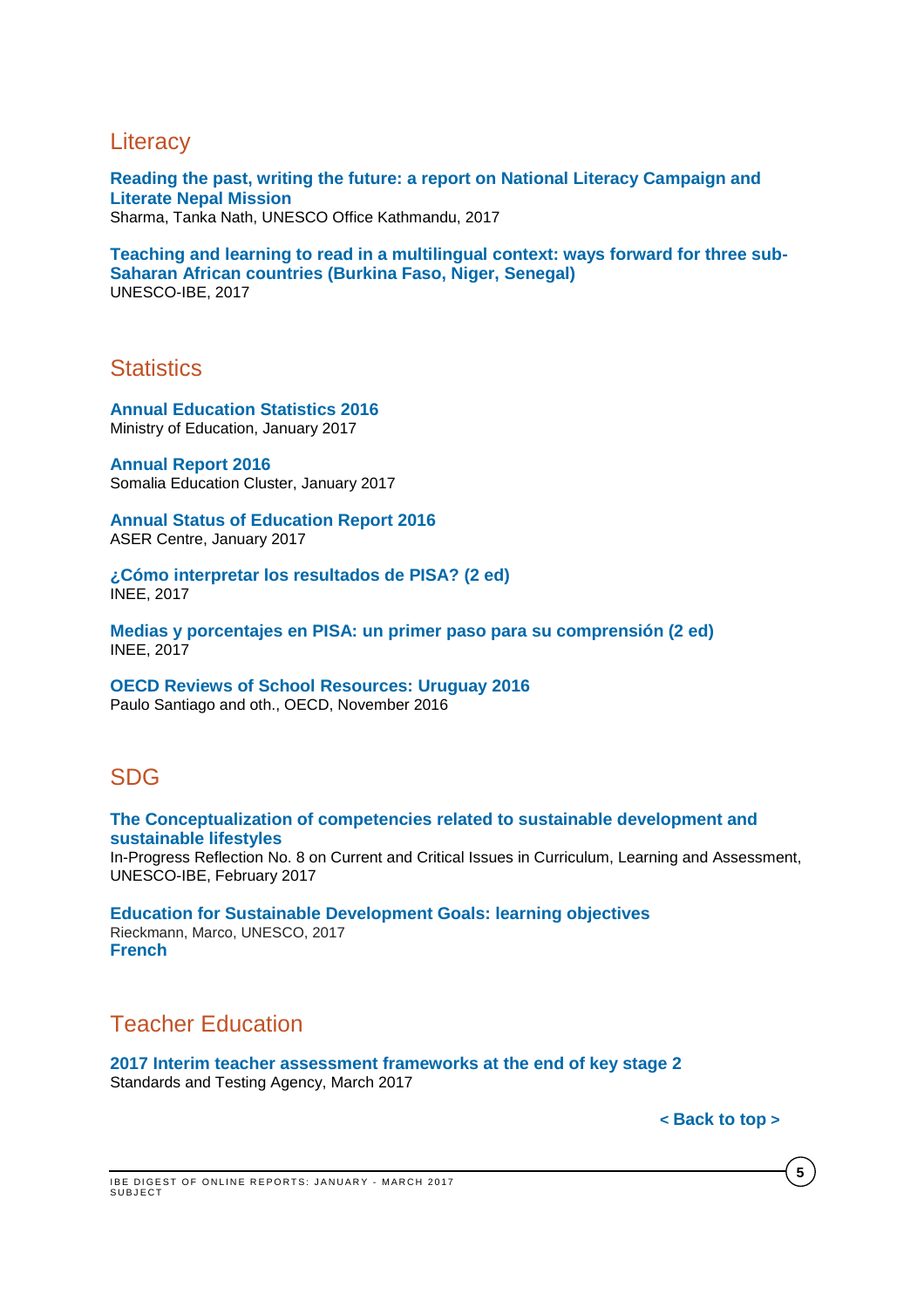## Literacy

**Reading the past, writing the future: a report on National Literacy Campaign and Literate Nepal Mission**
Sharma, Tanka Nath, UNESCO Office Kathmandu, 2017

**Teaching and learning to read in a multilingual context: ways forward for three sub-Saharan African countries (Burkina Faso, Niger, Senegal)**
UNESCO-IBE, 2017

## Statistics

**Annual Education Statistics 2016**
Ministry of Education, January 2017

**Annual Report 2016**
Somalia Education Cluster, January 2017

**Annual Status of Education Report 2016**
ASER Centre, January 2017

**¿Cómo interpretar los resultados de PISA? (2 ed)**
INEE, 2017

**Medias y porcentajes en PISA: un primer paso para su comprensión (2 ed)**
INEE, 2017

**OECD Reviews of School Resources: Uruguay 2016**
Paulo Santiago and oth., OECD, November 2016

## SDG

**The Conceptualization of competencies related to sustainable development and sustainable lifestyles**
In-Progress Reflection No. 8 on Current and Critical Issues in Curriculum, Learning and Assessment, UNESCO-IBE, February 2017

**Education for Sustainable Development Goals: learning objectives**
Rieckmann, Marco, UNESCO, 2017
**French**

## Teacher Education

**2017 Interim teacher assessment frameworks at the end of key stage 2**
Standards and Testing Agency, March 2017

**< Back to top >**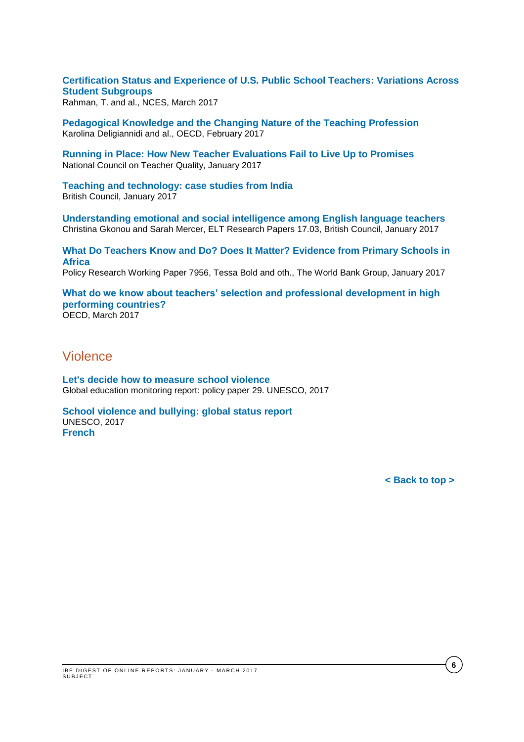**Certification Status and Experience of U.S. Public School Teachers: Variations Across Student Subgroups**
Rahman, T. and al., NCES, March 2017

**Pedagogical Knowledge and the Changing Nature of the Teaching Profession**
Karolina Deligiannidi and al., OECD, February 2017

**Running in Place: How New Teacher Evaluations Fail to Live Up to Promises**
National Council on Teacher Quality, January 2017

**Teaching and technology: case studies from India**
British Council, January 2017

**Understanding emotional and social intelligence among English language teachers**
Christina Gkonou and Sarah Mercer, ELT Research Papers 17.03, British Council, January 2017

**What Do Teachers Know and Do? Does It Matter? Evidence from Primary Schools in Africa**
Policy Research Working Paper 7956, Tessa Bold and oth., The World Bank Group, January 2017

**What do we know about teachers' selection and professional development in high performing countries?**
OECD, March 2017

## Violence

**Let's decide how to measure school violence**
Global education monitoring report: policy paper 29. UNESCO, 2017

**School violence and bullying: global status report**
UNESCO, 2017
**French**

**< Back to top >**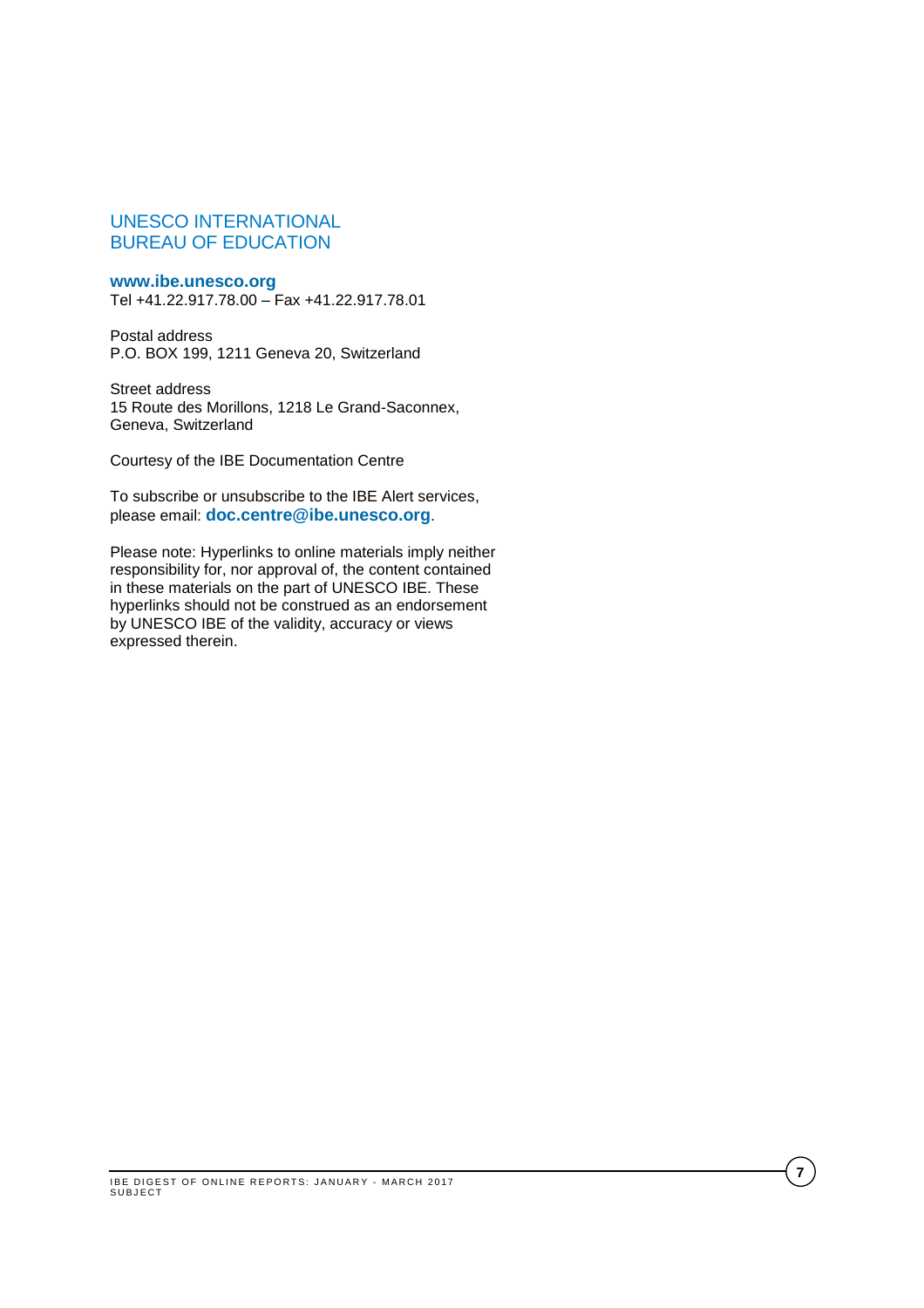## UNESCO INTERNATIONAL BUREAU OF EDUCATION

**www.ibe.unesco.org**
Tel +41.22.917.78.00 – Fax +41.22.917.78.01

Postal address
P.O. BOX 199, 1211 Geneva 20, Switzerland

Street address
15 Route des Morillons, 1218 Le Grand-Saconnex, Geneva, Switzerland

Courtesy of the IBE Documentation Centre

To subscribe or unsubscribe to the IBE Alert services, please email: **doc.centre@ibe.unesco.org**.

Please note: Hyperlinks to online materials imply neither responsibility for, nor approval of, the content contained in these materials on the part of UNESCO IBE. These hyperlinks should not be construed as an endorsement by UNESCO IBE of the validity, accuracy or views expressed therein.